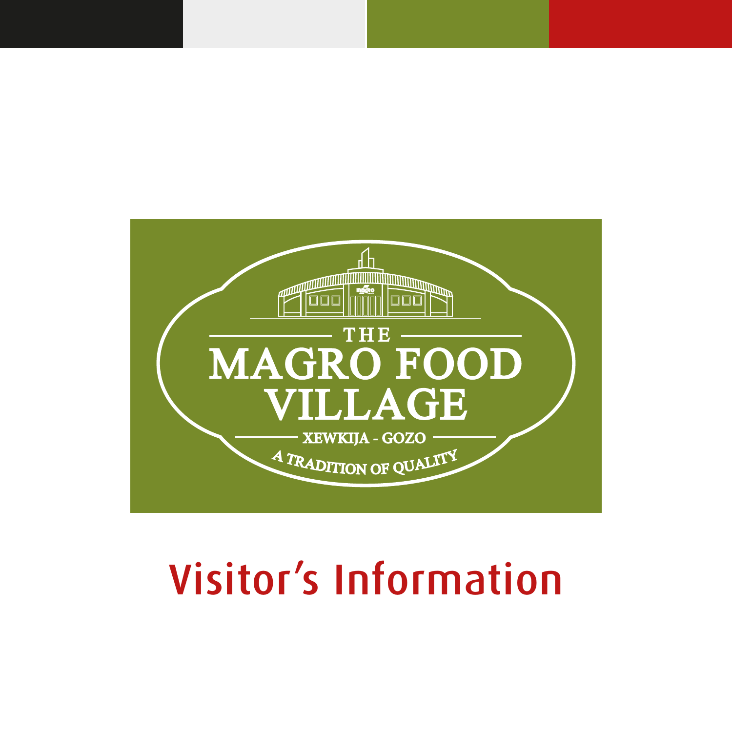THE

# MAGRO FOOD VILLAGE

XEWKIJA - GOZO

A TRADITION OF QUALITY

# Visitor's Information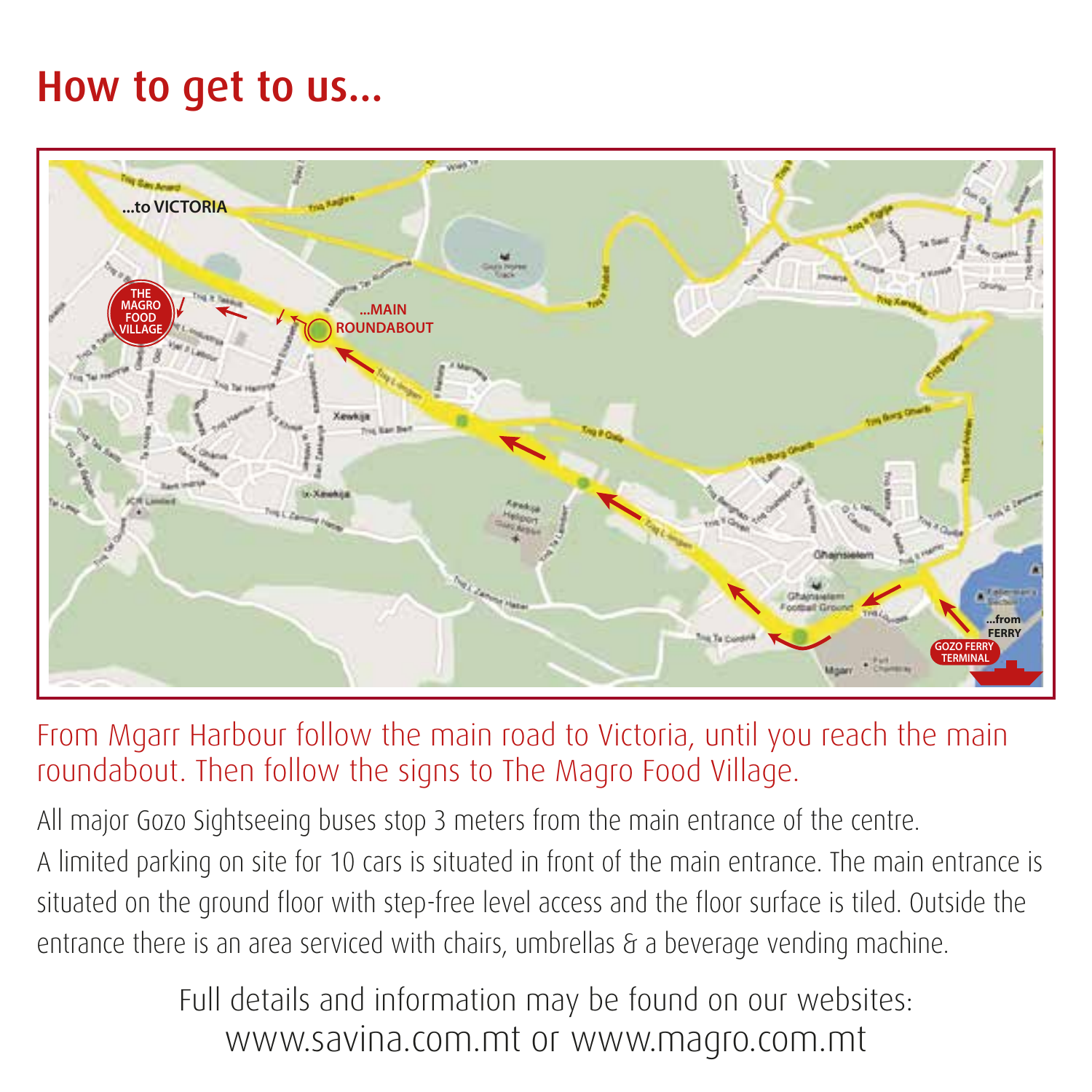# How to get to us...

From Mgarr Harbour follow the main road to Victoria, until you reach the main roundabout. Then follow the signs to The Magro Food Village.

All major Gozo Sightseeing buses stop 3 meters from the main entrance of the centre.

A limited parking on site for 10 cars is situated in front of the main entrance. The main entrance is situated on the ground floor with step-free level access and the floor surface is tiled. Outside the entrance there is an area serviced with chairs, umbrellas & a beverage vending machine.

Full details and information may be found on our websites:
www.savina.com.mt or www.magro.com.mt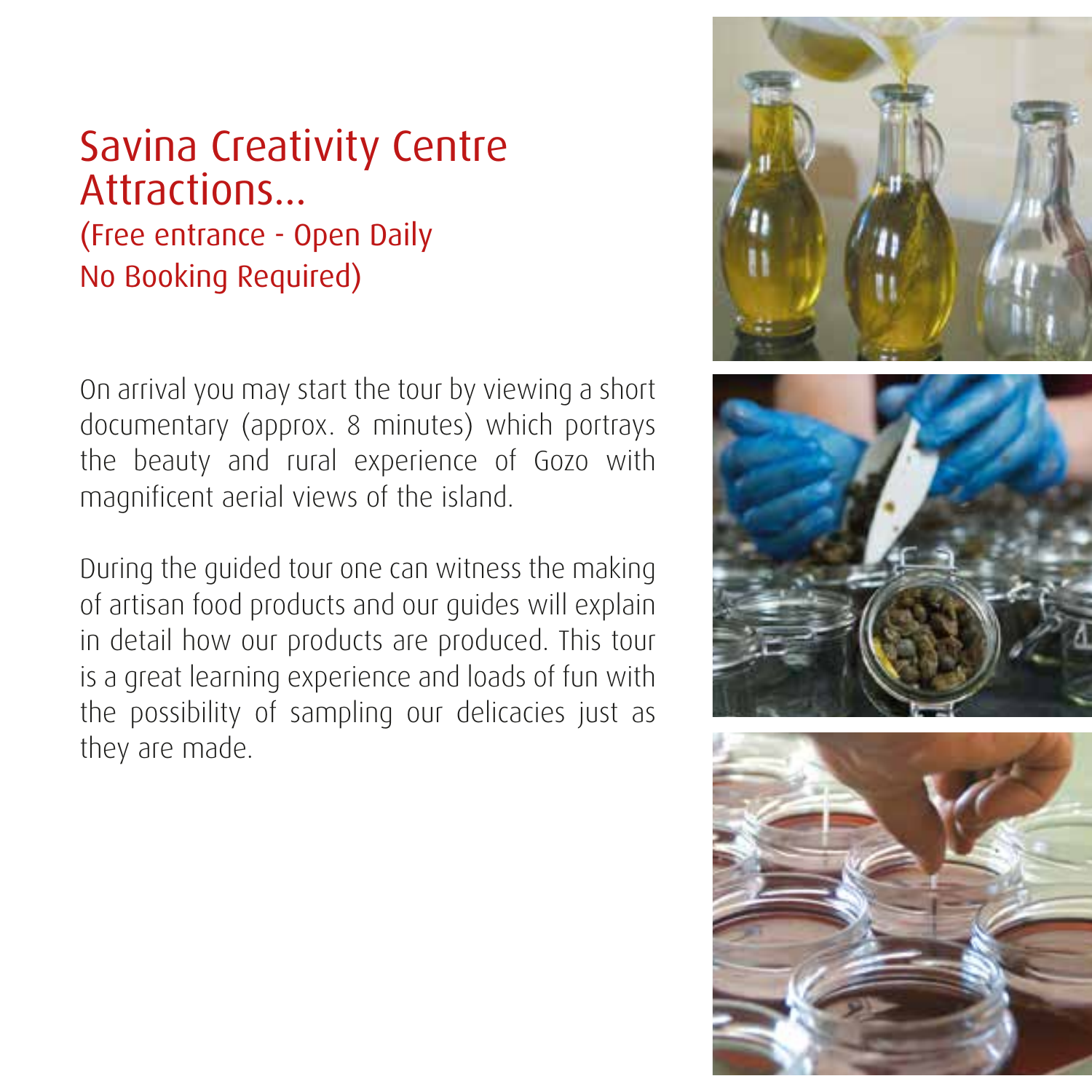# Savina Creativity Centre Attractions...

## (Free entrance - Open Daily No Booking Required)

On arrival you may start the tour by viewing a short documentary (approx. 8 minutes) which portrays the beauty and rural experience of Gozo with magnificent aerial views of the island.

During the guided tour one can witness the making of artisan food products and our guides will explain in detail how our products are produced. This tour is a great learning experience and loads of fun with the possibility of sampling our delicacies just as they are made.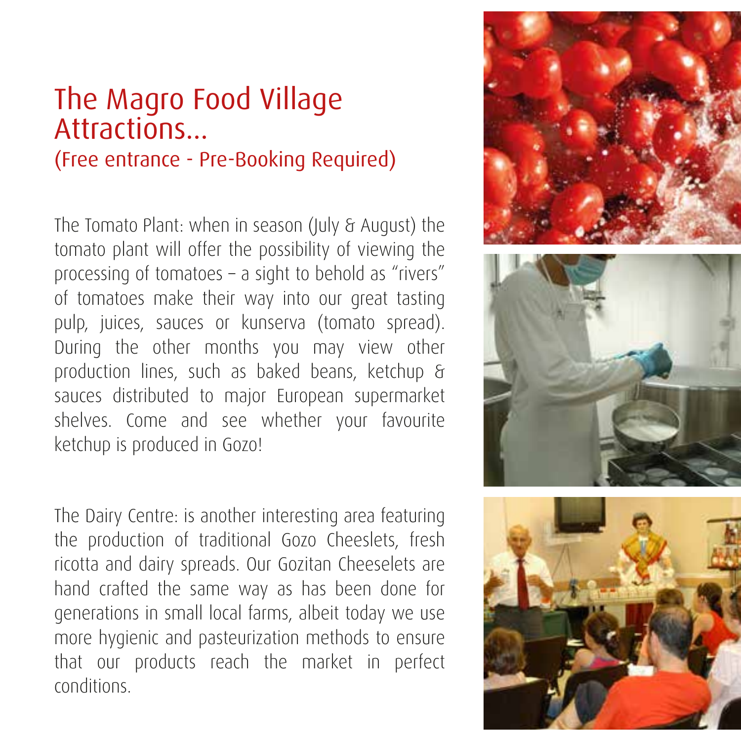# The Magro Food Village Attractions...

## (Free entrance - Pre-Booking Required)

The Tomato Plant: when in season (July & August) the tomato plant will offer the possibility of viewing the processing of tomatoes – a sight to behold as "rivers" of tomatoes make their way into our great tasting pulp, juices, sauces or kunserva (tomato spread). During the other months you may view other production lines, such as baked beans, ketchup & sauces distributed to major European supermarket shelves. Come and see whether your favourite ketchup is produced in Gozo!

The Dairy Centre: is another interesting area featuring the production of traditional Gozo Cheeslets, fresh ricotta and dairy spreads. Our Gozitan Cheeselets are hand crafted the same way as has been done for generations in small local farms, albeit today we use more hygienic and pasteurization methods to ensure that our products reach the market in perfect conditions.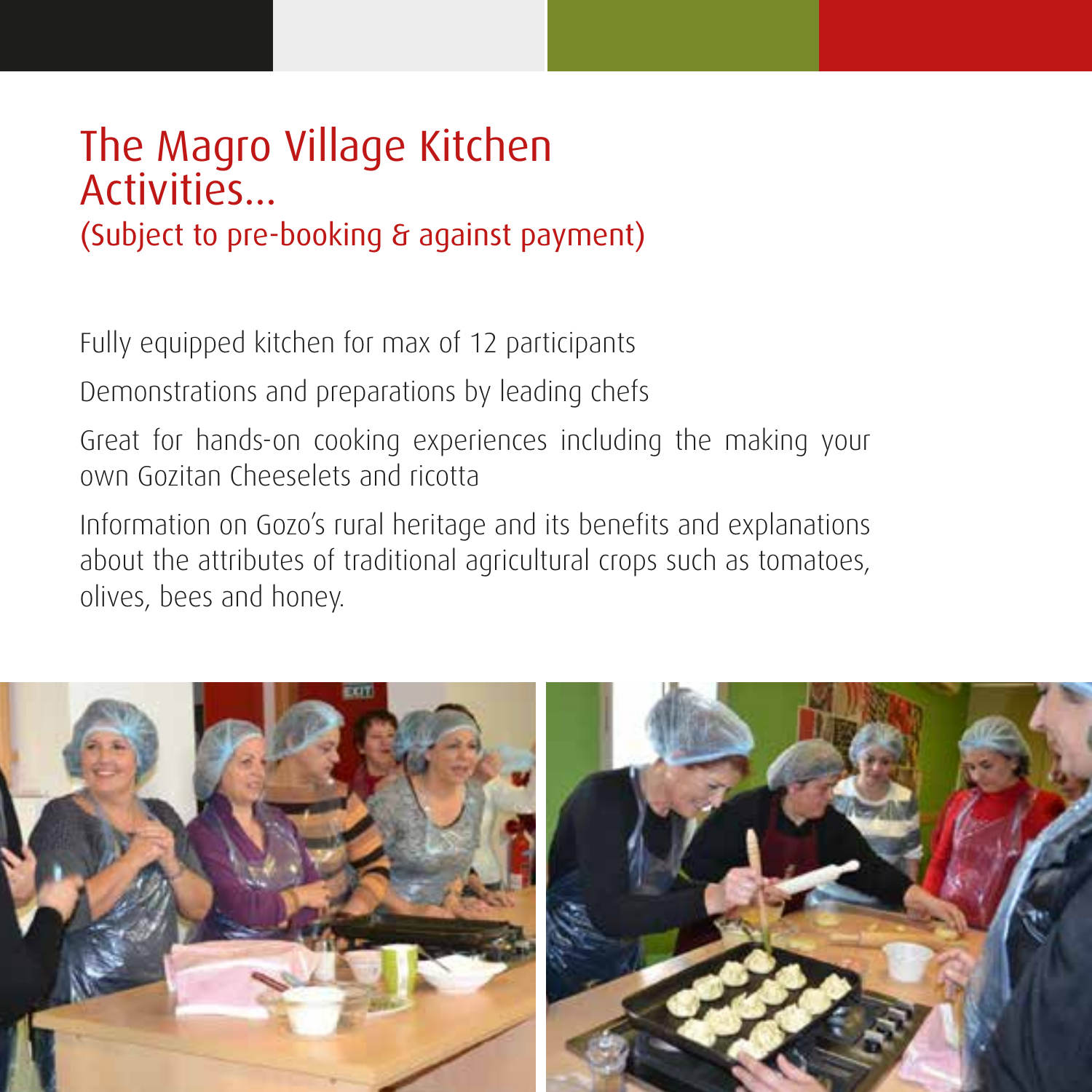# The Magro Village Kitchen Activities...

## (Subject to pre-booking & against payment)

Fully equipped kitchen for max of 12 participants

Demonstrations and preparations by leading chefs

Great for hands-on cooking experiences including the making your own Gozitan Cheeselets and ricotta

Information on Gozo's rural heritage and its benefits and explanations about the attributes of traditional agricultural crops such as tomatoes, olives, bees and honey.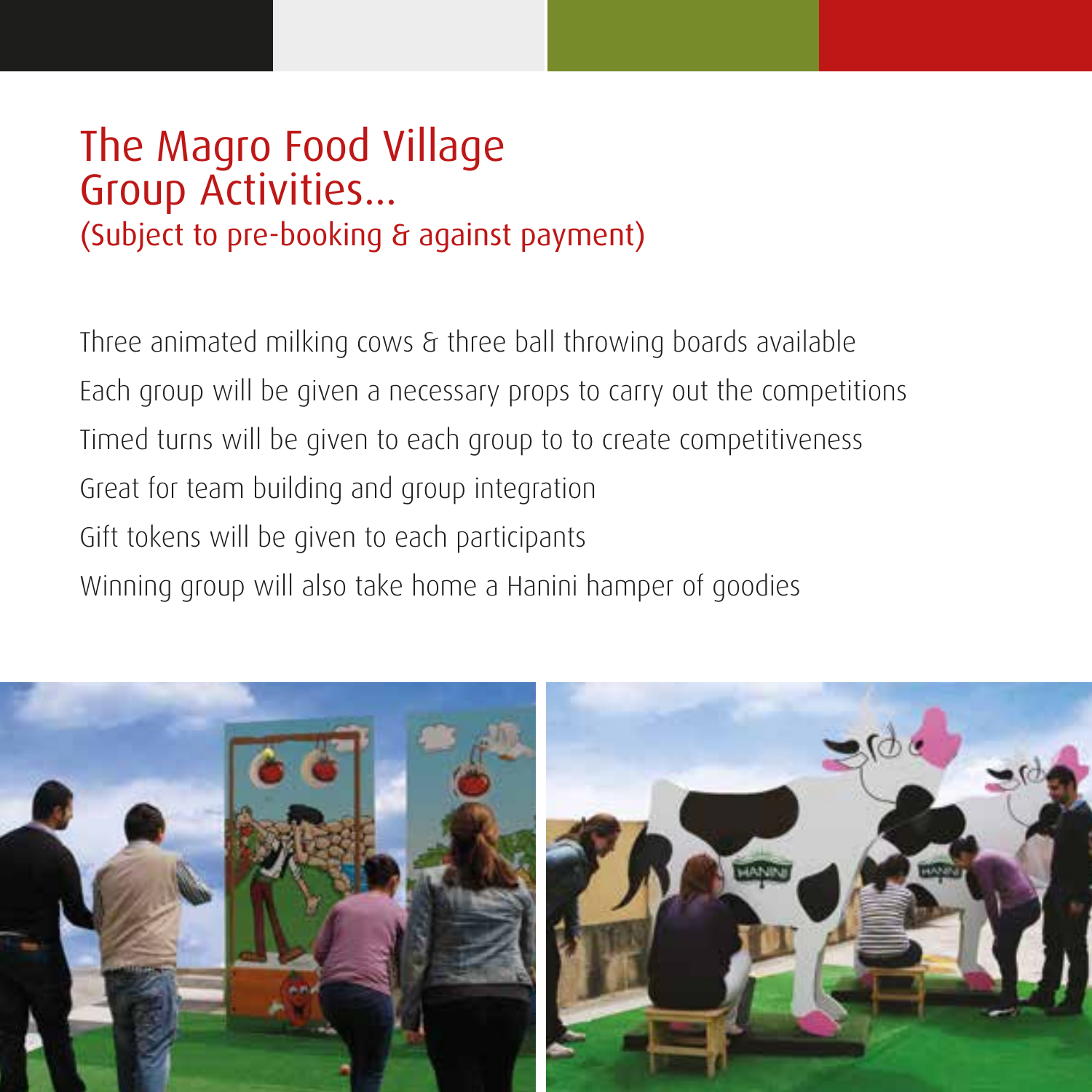# The Magro Food Village Group Activities...

(Subject to pre-booking & against payment)

Three animated milking cows & three ball throwing boards available

Each group will be given a necessary props to carry out the competitions

Timed turns will be given to each group to to create competitiveness

Great for team building and group integration

Gift tokens will be given to each participants

Winning group will also take home a Hanini hamper of goodies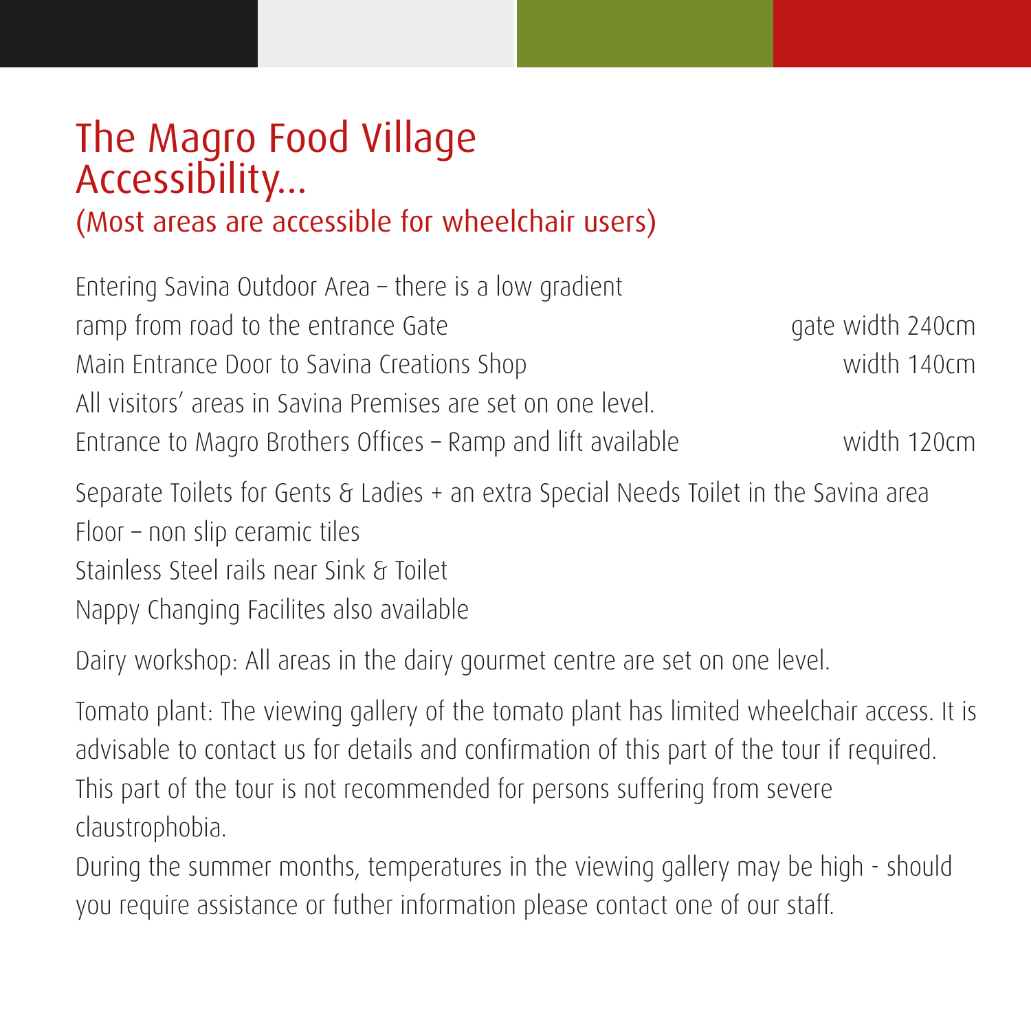# The Magro Food Village Accessibility...

## (Most areas are accessible for wheelchair users)

| | |
|---|---|
| Entering Savina Outdoor Area – there is a low gradient ramp from road to the entrance Gate | gate width 240cm |
| Main Entrance Door to Savina Creations Shop | width 140cm |
| All visitors' areas in Savina Premises are set on one level. | |
| Entrance to Magro Brothers Offices – Ramp and lift available | width 120cm |

Separate Toilets for Gents & Ladies + an extra Special Needs Toilet in the Savina area
Floor – non slip ceramic tiles
Stainless Steel rails near Sink & Toilet
Nappy Changing Facilites also available

Dairy workshop: All areas in the dairy gourmet centre are set on one level.

Tomato plant: The viewing gallery of the tomato plant has limited wheelchair access. It is advisable to contact us for details and confirmation of this part of the tour if required. This part of the tour is not recommended for persons suffering from severe claustrophobia.
During the summer months, temperatures in the viewing gallery may be high - should you require assistance or futher information please contact one of our staff.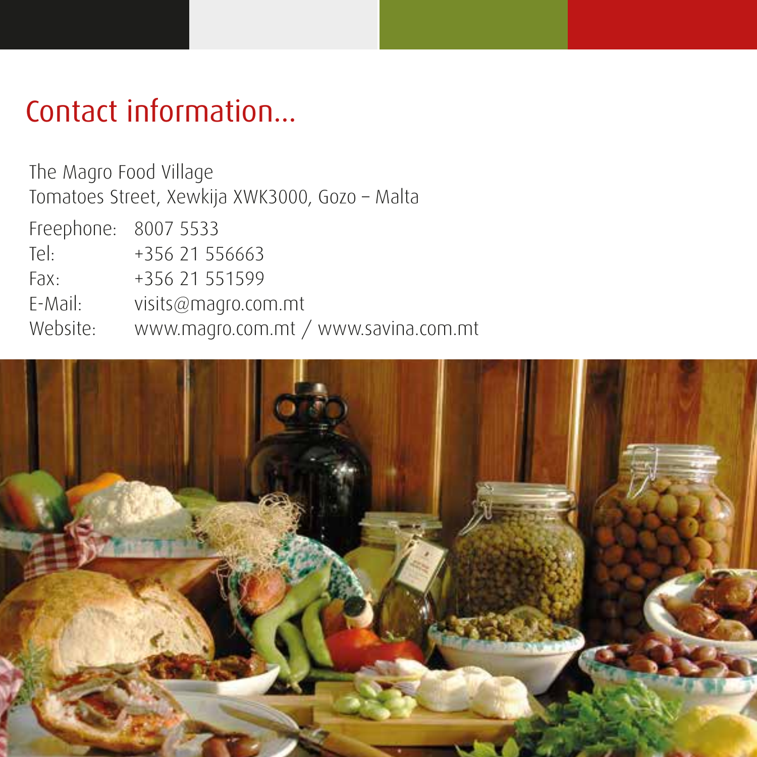# Contact information...

The Magro Food Village
Tomatoes Street, Xewkija XWK3000, Gozo – Malta

| | |
|---|---|
| Freephone: | 8007 5533 |
| Tel: | +356 21 556663 |
| Fax: | +356 21 551599 |
| E-Mail: | visits@magro.com.mt |
| Website: | www.magro.com.mt / www.savina.com.mt |